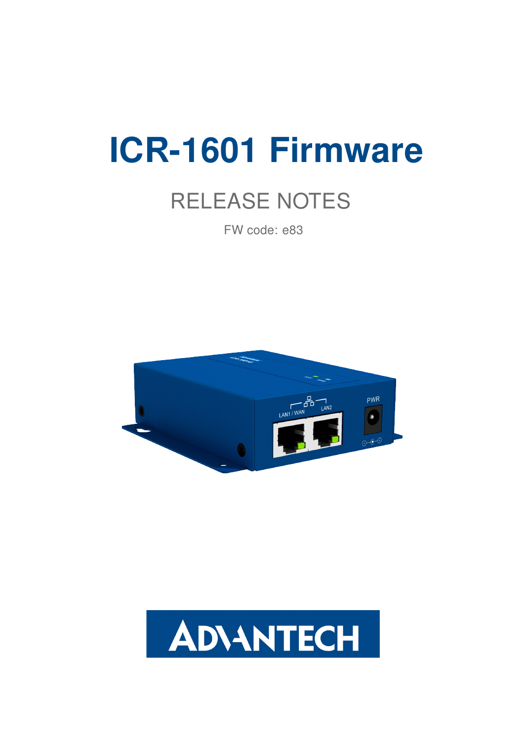# ICR-1601 Firmware

## RELEASE NOTES

FW code: e83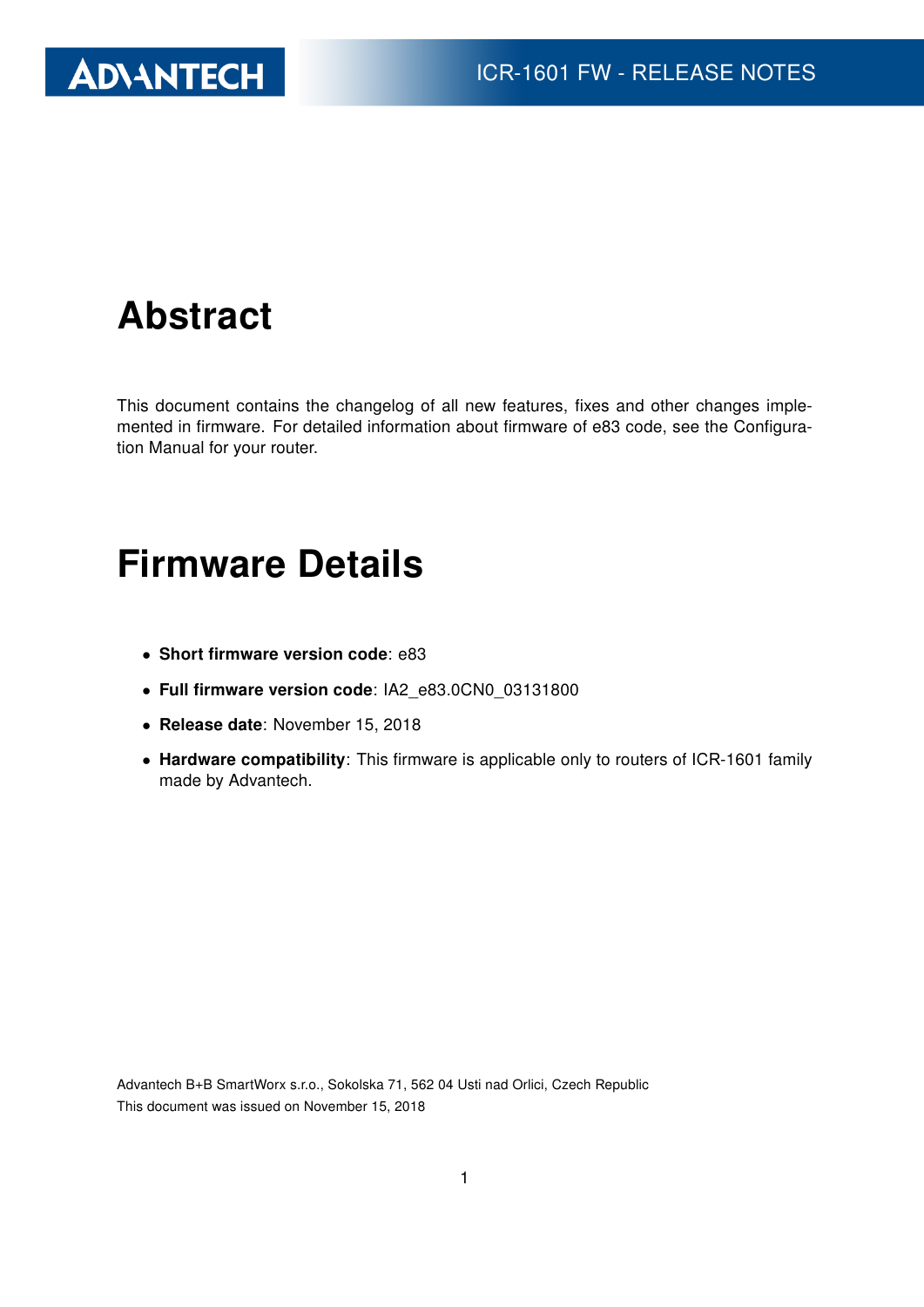# Abstract

This document contains the changelog of all new features, fixes and other changes implemented in firmware. For detailed information about firmware of e83 code, see the Configuration Manual for your router.

# Firmware Details

- **Short firmware version code**: e83
- **Full firmware version code**: IA2_e83.0CN0_03131800
- **Release date**: November 15, 2018
- **Hardware compatibility**: This firmware is applicable only to routers of ICR-1601 family made by Advantech.

Advantech B+B SmartWorx s.r.o., Sokolska 71, 562 04 Usti nad Orlici, Czech Republic
This document was issued on November 15, 2018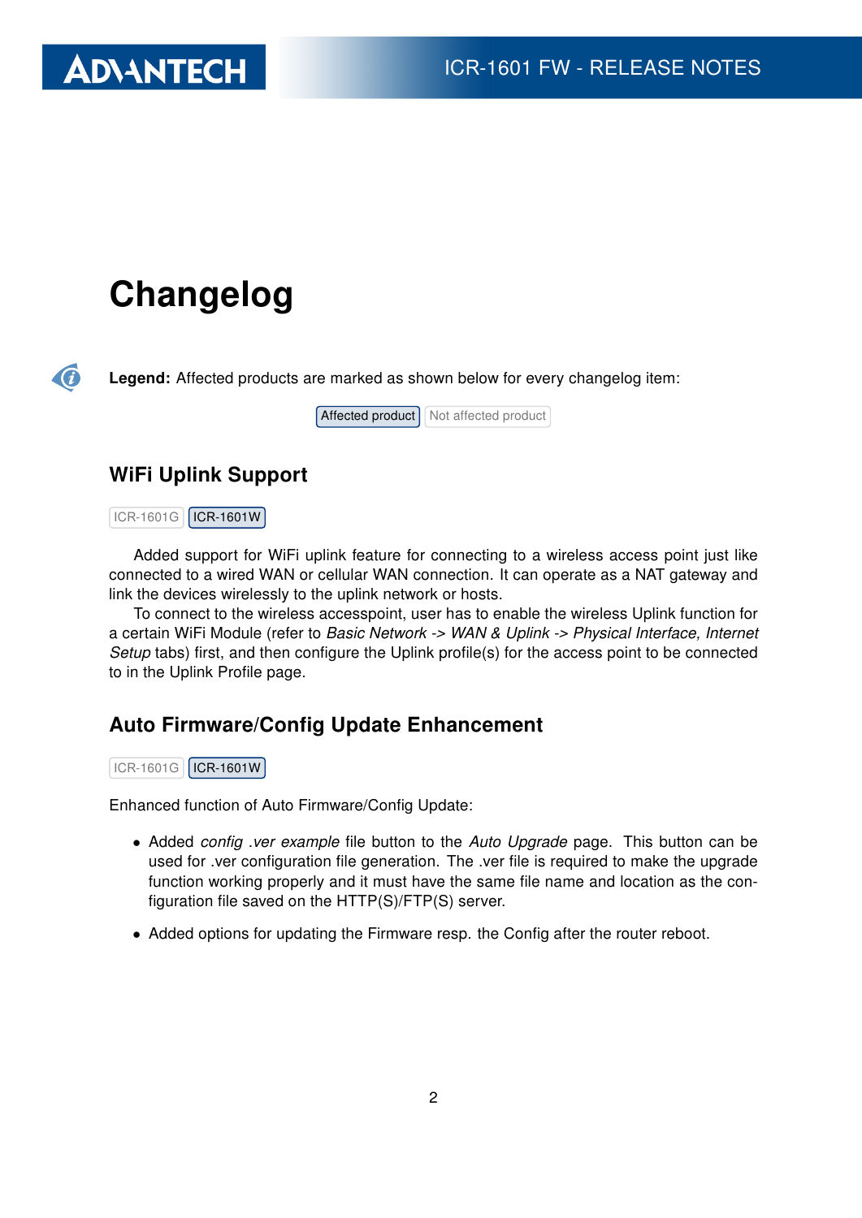# Changelog

**Legend:** Affected products are marked as shown below for every changelog item:

Affected product | Not affected product

## WiFi Uplink Support

ICR-1601G | ICR-1601W

Added support for WiFi uplink feature for connecting to a wireless access point just like connected to a wired WAN or cellular WAN connection. It can operate as a NAT gateway and link the devices wirelessly to the uplink network or hosts.

To connect to the wireless accesspoint, user has to enable the wireless Uplink function for a certain WiFi Module (refer to *Basic Network -> WAN & Uplink -> Physical Interface, Internet Setup* tabs) first, and then configure the Uplink profile(s) for the access point to be connected to in the Uplink Profile page.

## Auto Firmware/Config Update Enhancement

ICR-1601G | ICR-1601W

Enhanced function of Auto Firmware/Config Update:

- Added *config .ver example* file button to the *Auto Upgrade* page. This button can be used for .ver configuration file generation. The .ver file is required to make the upgrade function working properly and it must have the same file name and location as the configuration file saved on the HTTP(S)/FTP(S) server.
- Added options for updating the Firmware resp. the Config after the router reboot.